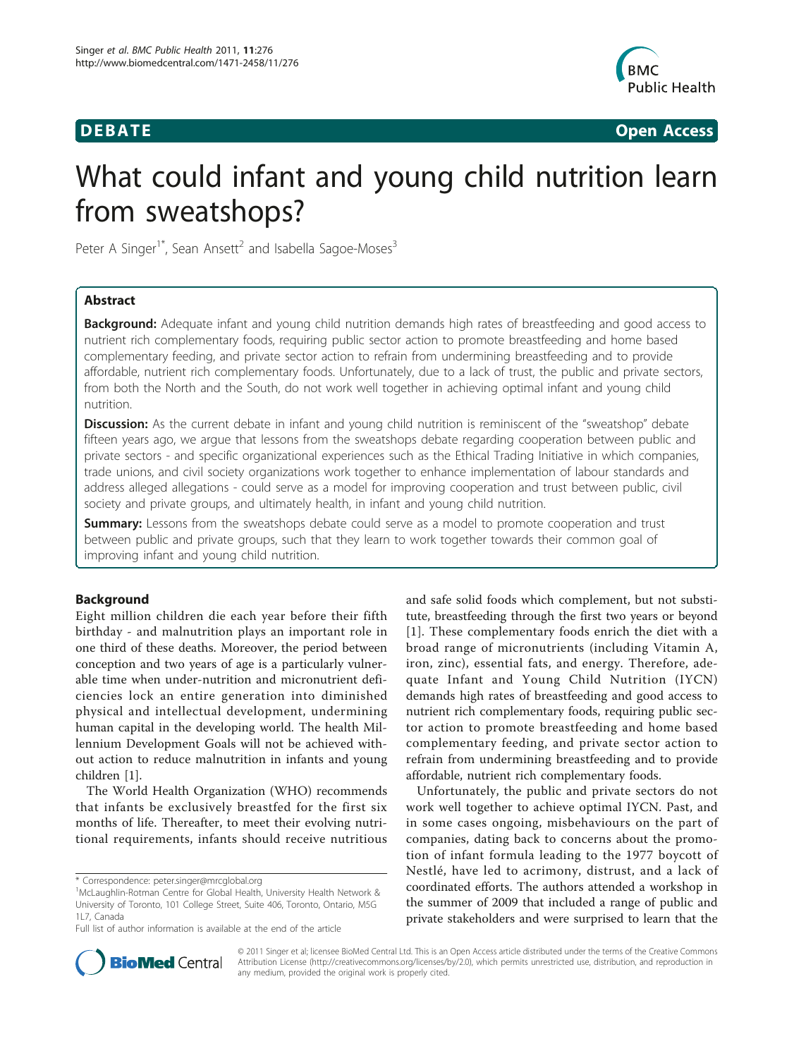**DEBATE** **Open Access**

# What could infant and young child nutrition learn from sweatshops?

Peter A Singer[1*], Sean Ansett[2] and Isabella Sagoe-Moses[3]

## Abstract

**Background:** Adequate infant and young child nutrition demands high rates of breastfeeding and good access to nutrient rich complementary foods, requiring public sector action to promote breastfeeding and home based complementary feeding, and private sector action to refrain from undermining breastfeeding and to provide affordable, nutrient rich complementary foods. Unfortunately, due to a lack of trust, the public and private sectors, from both the North and the South, do not work well together in achieving optimal infant and young child nutrition.

**Discussion:** As the current debate in infant and young child nutrition is reminiscent of the "sweatshop" debate fifteen years ago, we argue that lessons from the sweatshops debate regarding cooperation between public and private sectors - and specific organizational experiences such as the Ethical Trading Initiative in which companies, trade unions, and civil society organizations work together to enhance implementation of labour standards and address alleged allegations - could serve as a model for improving cooperation and trust between public, civil society and private groups, and ultimately health, in infant and young child nutrition.

**Summary:** Lessons from the sweatshops debate could serve as a model to promote cooperation and trust between public and private groups, such that they learn to work together towards their common goal of improving infant and young child nutrition.

## Background

Eight million children die each year before their fifth birthday - and malnutrition plays an important role in one third of these deaths. Moreover, the period between conception and two years of age is a particularly vulnerable time when under-nutrition and micronutrient deficiencies lock an entire generation into diminished physical and intellectual development, undermining human capital in the developing world. The health Millennium Development Goals will not be achieved without action to reduce malnutrition in infants and young children [1].

The World Health Organization (WHO) recommends that infants be exclusively breastfed for the first six months of life. Thereafter, to meet their evolving nutritional requirements, infants should receive nutritious and safe solid foods which complement, but not substitute, breastfeeding through the first two years or beyond [1]. These complementary foods enrich the diet with a broad range of micronutrients (including Vitamin A, iron, zinc), essential fats, and energy. Therefore, adequate Infant and Young Child Nutrition (IYCN) demands high rates of breastfeeding and good access to nutrient rich complementary foods, requiring public sector action to promote breastfeeding and home based complementary feeding, and private sector action to refrain from undermining breastfeeding and to provide affordable, nutrient rich complementary foods.

Unfortunately, the public and private sectors do not work well together to achieve optimal IYCN. Past, and in some cases ongoing, misbehaviours on the part of companies, dating back to concerns about the promotion of infant formula leading to the 1977 boycott of Nestlé, have led to acrimony, distrust, and a lack of coordinated efforts. The authors attended a workshop in the summer of 2009 that included a range of public and private stakeholders and were surprised to learn that the

\* Correspondence: peter.singer@mrcglobal.org
[1]McLaughlin-Rotman Centre for Global Health, University Health Network & University of Toronto, 101 College Street, Suite 406, Toronto, Ontario, M5G 1L7, Canada
Full list of author information is available at the end of the article

© 2011 Singer et al; licensee BioMed Central Ltd. This is an Open Access article distributed under the terms of the Creative Commons Attribution License (http://creativecommons.org/licenses/by/2.0), which permits unrestricted use, distribution, and reproduction in any medium, provided the original work is properly cited.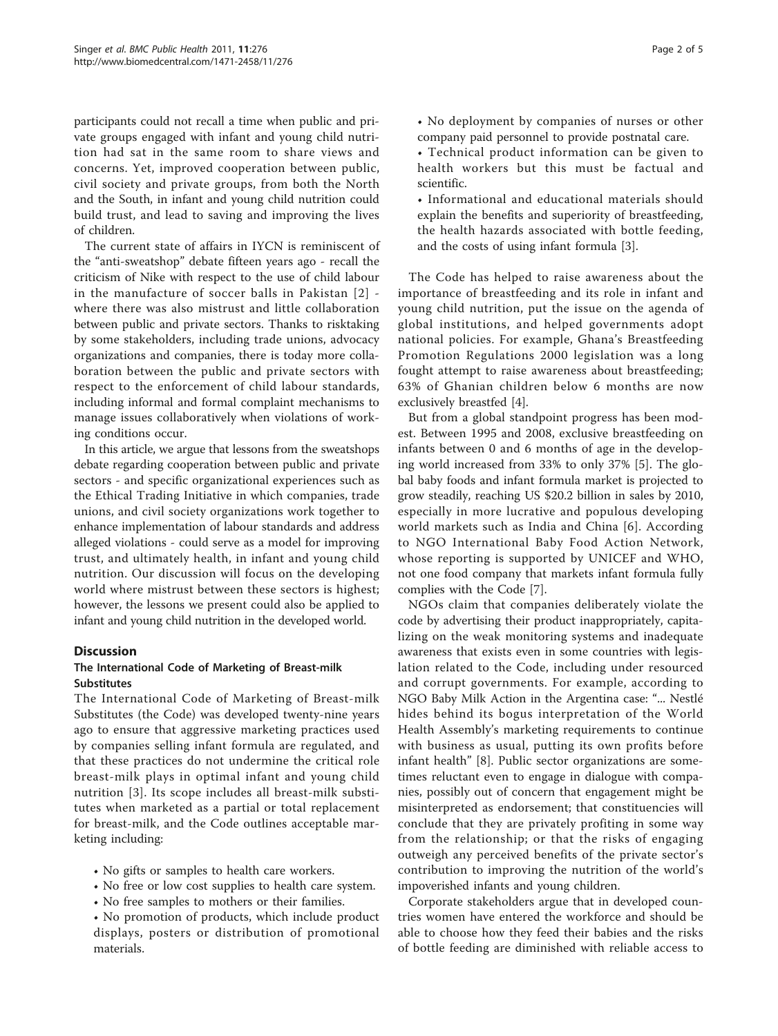participants could not recall a time when public and private groups engaged with infant and young child nutrition had sat in the same room to share views and concerns. Yet, improved cooperation between public, civil society and private groups, from both the North and the South, in infant and young child nutrition could build trust, and lead to saving and improving the lives of children.

The current state of affairs in IYCN is reminiscent of the "anti-sweatshop" debate fifteen years ago - recall the criticism of Nike with respect to the use of child labour in the manufacture of soccer balls in Pakistan [2] - where there was also mistrust and little collaboration between public and private sectors. Thanks to risktaking by some stakeholders, including trade unions, advocacy organizations and companies, there is today more collaboration between the public and private sectors with respect to the enforcement of child labour standards, including informal and formal complaint mechanisms to manage issues collaboratively when violations of working conditions occur.

In this article, we argue that lessons from the sweatshops debate regarding cooperation between public and private sectors - and specific organizational experiences such as the Ethical Trading Initiative in which companies, trade unions, and civil society organizations work together to enhance implementation of labour standards and address alleged violations - could serve as a model for improving trust, and ultimately health, in infant and young child nutrition. Our discussion will focus on the developing world where mistrust between these sectors is highest; however, the lessons we present could also be applied to infant and young child nutrition in the developed world.

## Discussion

### The International Code of Marketing of Breast-milk Substitutes

The International Code of Marketing of Breast-milk Substitutes (the Code) was developed twenty-nine years ago to ensure that aggressive marketing practices used by companies selling infant formula are regulated, and that these practices do not undermine the critical role breast-milk plays in optimal infant and young child nutrition [3]. Its scope includes all breast-milk substitutes when marketed as a partial or total replacement for breast-milk, and the Code outlines acceptable marketing including:

- No gifts or samples to health care workers.
- No free or low cost supplies to health care system.
- No free samples to mothers or their families.
- No promotion of products, which include product displays, posters or distribution of promotional materials.
- No deployment by companies of nurses or other company paid personnel to provide postnatal care.
- Technical product information can be given to health workers but this must be factual and scientific.
- Informational and educational materials should explain the benefits and superiority of breastfeeding, the health hazards associated with bottle feeding, and the costs of using infant formula [3].

The Code has helped to raise awareness about the importance of breastfeeding and its role in infant and young child nutrition, put the issue on the agenda of global institutions, and helped governments adopt national policies. For example, Ghana's Breastfeeding Promotion Regulations 2000 legislation was a long fought attempt to raise awareness about breastfeeding; 63% of Ghanian children below 6 months are now exclusively breastfed [4].

But from a global standpoint progress has been modest. Between 1995 and 2008, exclusive breastfeeding on infants between 0 and 6 months of age in the developing world increased from 33% to only 37% [5]. The global baby foods and infant formula market is projected to grow steadily, reaching US $20.2 billion in sales by 2010, especially in more lucrative and populous developing world markets such as India and China [6]. According to NGO International Baby Food Action Network, whose reporting is supported by UNICEF and WHO, not one food company that markets infant formula fully complies with the Code [7].

NGOs claim that companies deliberately violate the code by advertising their product inappropriately, capitalizing on the weak monitoring systems and inadequate awareness that exists even in some countries with legislation related to the Code, including under resourced and corrupt governments. For example, according to NGO Baby Milk Action in the Argentina case: "... Nestlé hides behind its bogus interpretation of the World Health Assembly's marketing requirements to continue with business as usual, putting its own profits before infant health" [8]. Public sector organizations are sometimes reluctant even to engage in dialogue with companies, possibly out of concern that engagement might be misinterpreted as endorsement; that constituencies will conclude that they are privately profiting in some way from the relationship; or that the risks of engaging outweigh any perceived benefits of the private sector's contribution to improving the nutrition of the world's impoverished infants and young children.

Corporate stakeholders argue that in developed countries women have entered the workforce and should be able to choose how they feed their babies and the risks of bottle feeding are diminished with reliable access to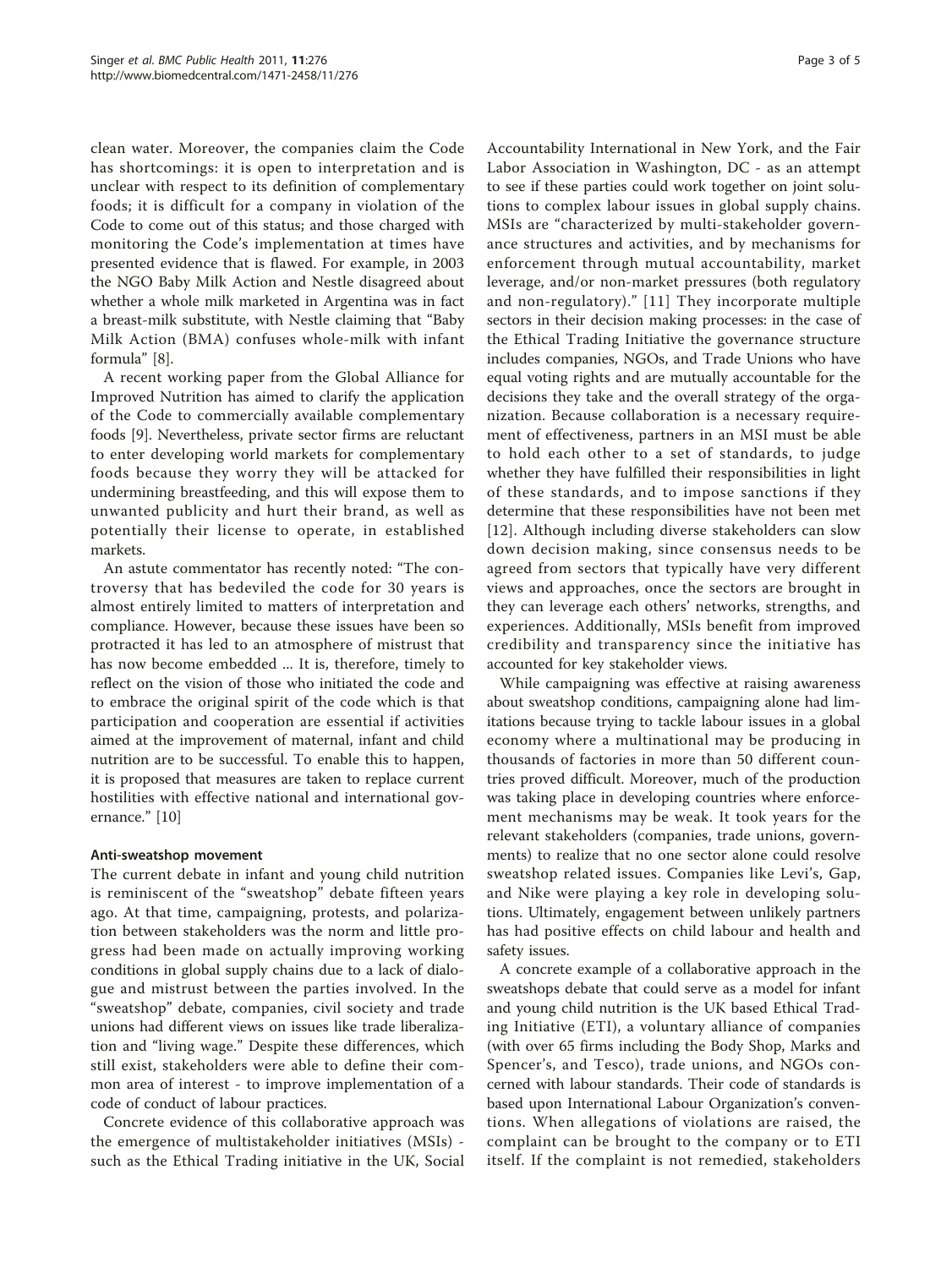clean water. Moreover, the companies claim the Code has shortcomings: it is open to interpretation and is unclear with respect to its definition of complementary foods; it is difficult for a company in violation of the Code to come out of this status; and those charged with monitoring the Code's implementation at times have presented evidence that is flawed. For example, in 2003 the NGO Baby Milk Action and Nestle disagreed about whether a whole milk marketed in Argentina was in fact a breast-milk substitute, with Nestle claiming that "Baby Milk Action (BMA) confuses whole-milk with infant formula" [8].

A recent working paper from the Global Alliance for Improved Nutrition has aimed to clarify the application of the Code to commercially available complementary foods [9]. Nevertheless, private sector firms are reluctant to enter developing world markets for complementary foods because they worry they will be attacked for undermining breastfeeding, and this will expose them to unwanted publicity and hurt their brand, as well as potentially their license to operate, in established markets.

An astute commentator has recently noted: "The controversy that has bedeviled the code for 30 years is almost entirely limited to matters of interpretation and compliance. However, because these issues have been so protracted it has led to an atmosphere of mistrust that has now become embedded ... It is, therefore, timely to reflect on the vision of those who initiated the code and to embrace the original spirit of the code which is that participation and cooperation are essential if activities aimed at the improvement of maternal, infant and child nutrition are to be successful. To enable this to happen, it is proposed that measures are taken to replace current hostilities with effective national and international governance." [10]

#### Anti-sweatshop movement

The current debate in infant and young child nutrition is reminiscent of the "sweatshop" debate fifteen years ago. At that time, campaigning, protests, and polarization between stakeholders was the norm and little progress had been made on actually improving working conditions in global supply chains due to a lack of dialogue and mistrust between the parties involved. In the "sweatshop" debate, companies, civil society and trade unions had different views on issues like trade liberalization and "living wage." Despite these differences, which still exist, stakeholders were able to define their common area of interest - to improve implementation of a code of conduct of labour practices.

Concrete evidence of this collaborative approach was the emergence of multistakeholder initiatives (MSIs) - such as the Ethical Trading initiative in the UK, Social Accountability International in New York, and the Fair Labor Association in Washington, DC - as an attempt to see if these parties could work together on joint solutions to complex labour issues in global supply chains. MSIs are "characterized by multi-stakeholder governance structures and activities, and by mechanisms for enforcement through mutual accountability, market leverage, and/or non-market pressures (both regulatory and non-regulatory)." [11] They incorporate multiple sectors in their decision making processes: in the case of the Ethical Trading Initiative the governance structure includes companies, NGOs, and Trade Unions who have equal voting rights and are mutually accountable for the decisions they take and the overall strategy of the organization. Because collaboration is a necessary requirement of effectiveness, partners in an MSI must be able to hold each other to a set of standards, to judge whether they have fulfilled their responsibilities in light of these standards, and to impose sanctions if they determine that these responsibilities have not been met [12]. Although including diverse stakeholders can slow down decision making, since consensus needs to be agreed from sectors that typically have very different views and approaches, once the sectors are brought in they can leverage each others' networks, strengths, and experiences. Additionally, MSIs benefit from improved credibility and transparency since the initiative has accounted for key stakeholder views.

While campaigning was effective at raising awareness about sweatshop conditions, campaigning alone had limitations because trying to tackle labour issues in a global economy where a multinational may be producing in thousands of factories in more than 50 different countries proved difficult. Moreover, much of the production was taking place in developing countries where enforcement mechanisms may be weak. It took years for the relevant stakeholders (companies, trade unions, governments) to realize that no one sector alone could resolve sweatshop related issues. Companies like Levi's, Gap, and Nike were playing a key role in developing solutions. Ultimately, engagement between unlikely partners has had positive effects on child labour and health and safety issues.

A concrete example of a collaborative approach in the sweatshops debate that could serve as a model for infant and young child nutrition is the UK based Ethical Trading Initiative (ETI), a voluntary alliance of companies (with over 65 firms including the Body Shop, Marks and Spencer's, and Tesco), trade unions, and NGOs concerned with labour standards. Their code of standards is based upon International Labour Organization's conventions. When allegations of violations are raised, the complaint can be brought to the company or to ETI itself. If the complaint is not remedied, stakeholders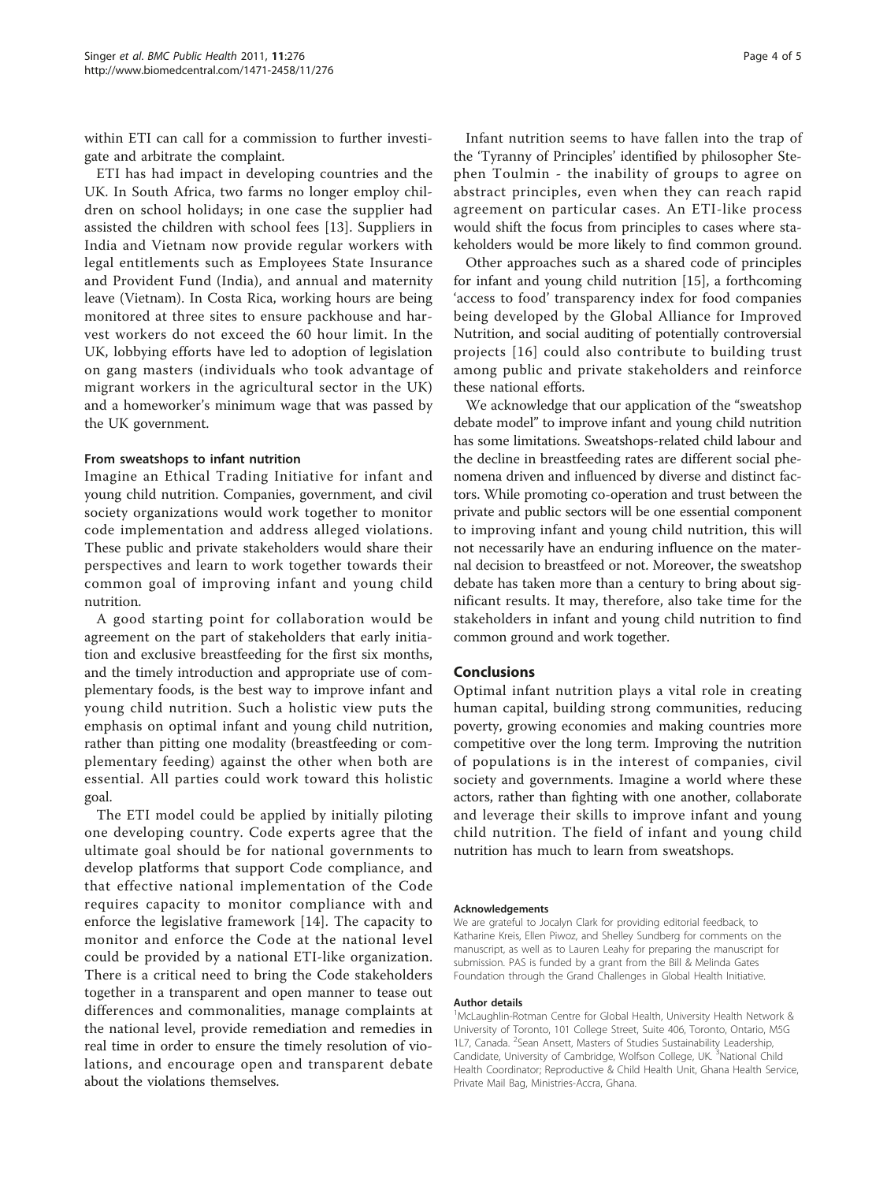within ETI can call for a commission to further investigate and arbitrate the complaint.

ETI has had impact in developing countries and the UK. In South Africa, two farms no longer employ children on school holidays; in one case the supplier had assisted the children with school fees [13]. Suppliers in India and Vietnam now provide regular workers with legal entitlements such as Employees State Insurance and Provident Fund (India), and annual and maternity leave (Vietnam). In Costa Rica, working hours are being monitored at three sites to ensure packhouse and harvest workers do not exceed the 60 hour limit. In the UK, lobbying efforts have led to adoption of legislation on gang masters (individuals who took advantage of migrant workers in the agricultural sector in the UK) and a homeworker's minimum wage that was passed by the UK government.

#### From sweatshops to infant nutrition

Imagine an Ethical Trading Initiative for infant and young child nutrition. Companies, government, and civil society organizations would work together to monitor code implementation and address alleged violations. These public and private stakeholders would share their perspectives and learn to work together towards their common goal of improving infant and young child nutrition.

A good starting point for collaboration would be agreement on the part of stakeholders that early initiation and exclusive breastfeeding for the first six months, and the timely introduction and appropriate use of complementary foods, is the best way to improve infant and young child nutrition. Such a holistic view puts the emphasis on optimal infant and young child nutrition, rather than pitting one modality (breastfeeding or complementary feeding) against the other when both are essential. All parties could work toward this holistic goal.

The ETI model could be applied by initially piloting one developing country. Code experts agree that the ultimate goal should be for national governments to develop platforms that support Code compliance, and that effective national implementation of the Code requires capacity to monitor compliance with and enforce the legislative framework [14]. The capacity to monitor and enforce the Code at the national level could be provided by a national ETI-like organization. There is a critical need to bring the Code stakeholders together in a transparent and open manner to tease out differences and commonalities, manage complaints at the national level, provide remediation and remedies in real time in order to ensure the timely resolution of violations, and encourage open and transparent debate about the violations themselves.

Infant nutrition seems to have fallen into the trap of the 'Tyranny of Principles' identified by philosopher Stephen Toulmin - the inability of groups to agree on abstract principles, even when they can reach rapid agreement on particular cases. An ETI-like process would shift the focus from principles to cases where stakeholders would be more likely to find common ground.

Other approaches such as a shared code of principles for infant and young child nutrition [15], a forthcoming 'access to food' transparency index for food companies being developed by the Global Alliance for Improved Nutrition, and social auditing of potentially controversial projects [16] could also contribute to building trust among public and private stakeholders and reinforce these national efforts.

We acknowledge that our application of the "sweatshop debate model" to improve infant and young child nutrition has some limitations. Sweatshops-related child labour and the decline in breastfeeding rates are different social phenomena driven and influenced by diverse and distinct factors. While promoting co-operation and trust between the private and public sectors will be one essential component to improving infant and young child nutrition, this will not necessarily have an enduring influence on the maternal decision to breastfeed or not. Moreover, the sweatshop debate has taken more than a century to bring about significant results. It may, therefore, also take time for the stakeholders in infant and young child nutrition to find common ground and work together.

## Conclusions

Optimal infant nutrition plays a vital role in creating human capital, building strong communities, reducing poverty, growing economies and making countries more competitive over the long term. Improving the nutrition of populations is in the interest of companies, civil society and governments. Imagine a world where these actors, rather than fighting with one another, collaborate and leverage their skills to improve infant and young child nutrition. The field of infant and young child nutrition has much to learn from sweatshops.

#### Acknowledgements

We are grateful to Jocalyn Clark for providing editorial feedback, to Katharine Kreis, Ellen Piwoz, and Shelley Sundberg for comments on the manuscript, as well as to Lauren Leahy for preparing the manuscript for submission. PAS is funded by a grant from the Bill & Melinda Gates Foundation through the Grand Challenges in Global Health Initiative.

#### Author details

[1]McLaughlin-Rotman Centre for Global Health, University Health Network & University of Toronto, 101 College Street, Suite 406, Toronto, Ontario, M5G 1L7, Canada. [2]Sean Ansett, Masters of Studies Sustainability Leadership, Candidate, University of Cambridge, Wolfson College, UK. [3]National Child Health Coordinator; Reproductive & Child Health Unit, Ghana Health Service, Private Mail Bag, Ministries-Accra, Ghana.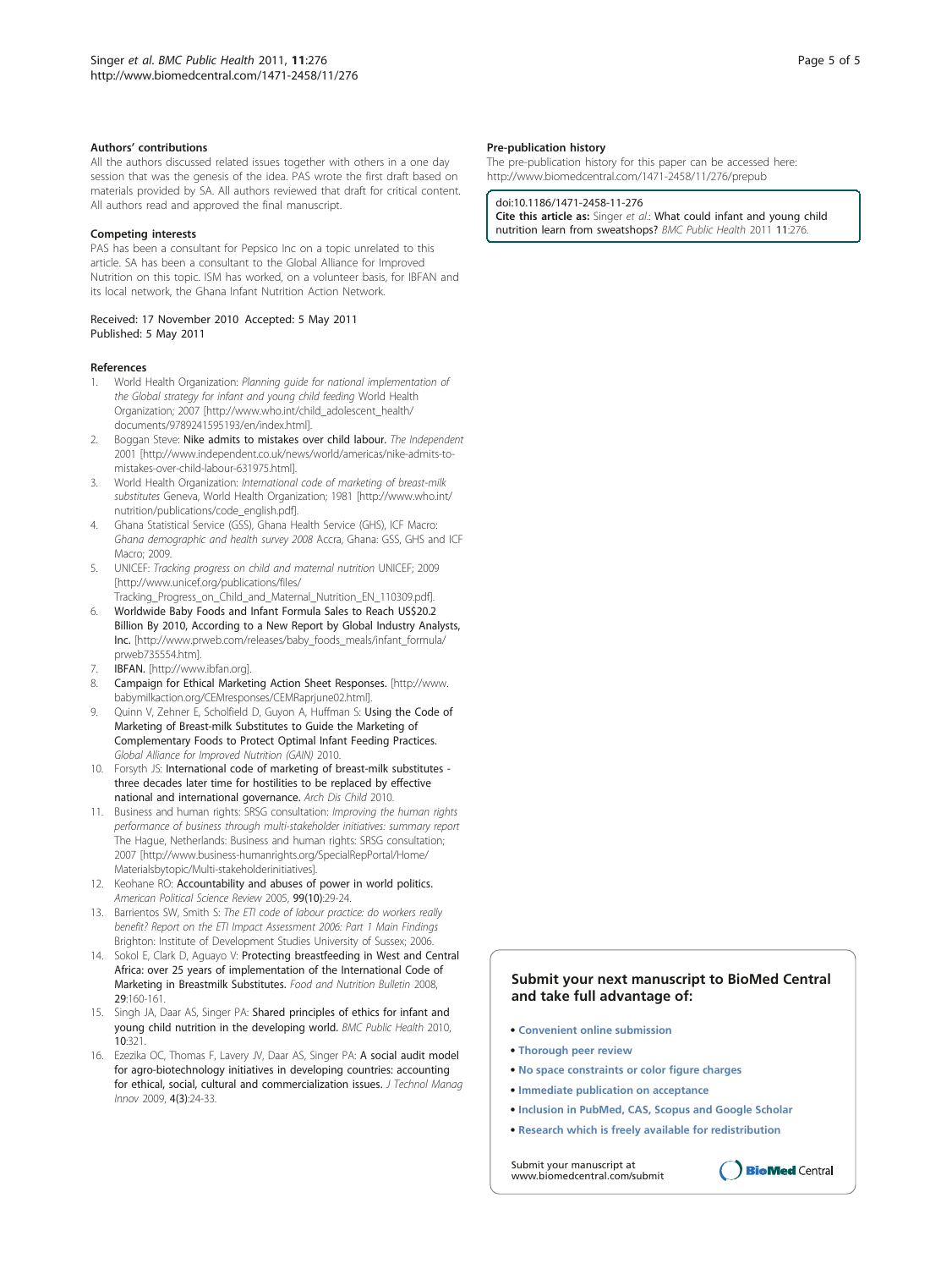### Authors' contributions

All the authors discussed related issues together with others in a one day session that was the genesis of the idea. PAS wrote the first draft based on materials provided by SA. All authors reviewed that draft for critical content. All authors read and approved the final manuscript.

### Competing interests

PAS has been a consultant for Pepsico Inc on a topic unrelated to this article. SA has been a consultant to the Global Alliance for Improved Nutrition on this topic. ISM has worked, on a volunteer basis, for IBFAN and its local network, the Ghana Infant Nutrition Action Network.

Received: 17 November 2010 Accepted: 5 May 2011
Published: 5 May 2011

### References

1. World Health Organization: *Planning guide for national implementation of the Global strategy for infant and young child feeding* World Health Organization; 2007 [http://www.who.int/child_adolescent_health/documents/9789241595193/en/index.html].
2. Boggan Steve: **Nike admits to mistakes over child labour.** *The Independent* 2001 [http://www.independent.co.uk/news/world/americas/nike-admits-to-mistakes-over-child-labour-631975.html].
3. World Health Organization: *International code of marketing of breast-milk substitutes* Geneva, World Health Organization; 1981 [http://www.who.int/nutrition/publications/code_english.pdf].
4. Ghana Statistical Service (GSS), Ghana Health Service (GHS), ICF Macro: *Ghana demographic and health survey 2008* Accra, Ghana: GSS, GHS and ICF Macro; 2009.
5. UNICEF: *Tracking progress on child and maternal nutrition* UNICEF; 2009 [http://www.unicef.org/publications/files/Tracking_Progress_on_Child_and_Maternal_Nutrition_EN_110309.pdf].
6. **Worldwide Baby Foods and Infant Formula Sales to Reach US$20.2 Billion By 2010, According to a New Report by Global Industry Analysts, Inc.** [http://www.prweb.com/releases/baby_foods_meals/infant_formula/prweb735554.htm].
7. **IBFAN.** [http://www.ibfan.org].
8. **Campaign for Ethical Marketing Action Sheet Responses.** [http://www.babymilkaction.org/CEMresponses/CEMraprjune02.html].
9. Quinn V, Zehner E, Scholfield D, Guyon A, Huffman S: **Using the Code of Marketing of Breast-milk Substitutes to Guide the Marketing of Complementary Foods to Protect Optimal Infant Feeding Practices.** *Global Alliance for Improved Nutrition (GAIN)* 2010.
10. Forsyth JS: **International code of marketing of breast-milk substitutes - three decades later time for hostilities to be replaced by effective national and international governance.** *Arch Dis Child* 2010.
11. Business and human rights: SRSG consultation: *Improving the human rights performance of business through multi-stakeholder initiatives: summary report* The Hague, Netherlands: Business and human rights: SRSG consultation; 2007 [http://www.business-humanrights.org/SpecialRepPortal/Home/Materialsbytopic/Multi-stakeholderinitiatives].
12. Keohane RO: **Accountability and abuses of power in world politics.** *American Political Science Review* 2005, **99(10)**:29-24.
13. Barrientos SW, Smith S: *The ETI code of labour practice: do workers really benefit? Report on the ETI Impact Assessment 2006: Part 1 Main Findings* Brighton: Institute of Development Studies University of Sussex; 2006.
14. Sokol E, Clark D, Aguayo V: **Protecting breastfeeding in West and Central Africa: over 25 years of implementation of the International Code of Marketing in Breastmilk Substitutes.** *Food and Nutrition Bulletin* 2008, **29**:160-161.
15. Singh JA, Daar AS, Singer PA: **Shared principles of ethics for infant and young child nutrition in the developing world.** *BMC Public Health* 2010, **10**:321.
16. Ezezika OC, Thomas F, Lavery JV, Daar AS, Singer PA: **A social audit model for agro-biotechnology initiatives in developing countries: accounting for ethical, social, cultural and commercialization issues.** *J Technol Manag Innov* 2009, **4(3)**:24-33.

### Pre-publication history

The pre-publication history for this paper can be accessed here:
http://www.biomedcentral.com/1471-2458/11/276/prepub

doi:10.1186/1471-2458-11-276
**Cite this article as:** Singer *et al.*: What could infant and young child nutrition learn from sweatshops? *BMC Public Health* 2011 **11**:276.

**Submit your next manuscript to BioMed Central and take full advantage of:**

- **Convenient online submission**
- **Thorough peer review**
- **No space constraints or color figure charges**
- **Immediate publication on acceptance**
- **Inclusion in PubMed, CAS, Scopus and Google Scholar**
- **Research which is freely available for redistribution**

Submit your manuscript at
www.biomedcentral.com/submit

BioMed Central